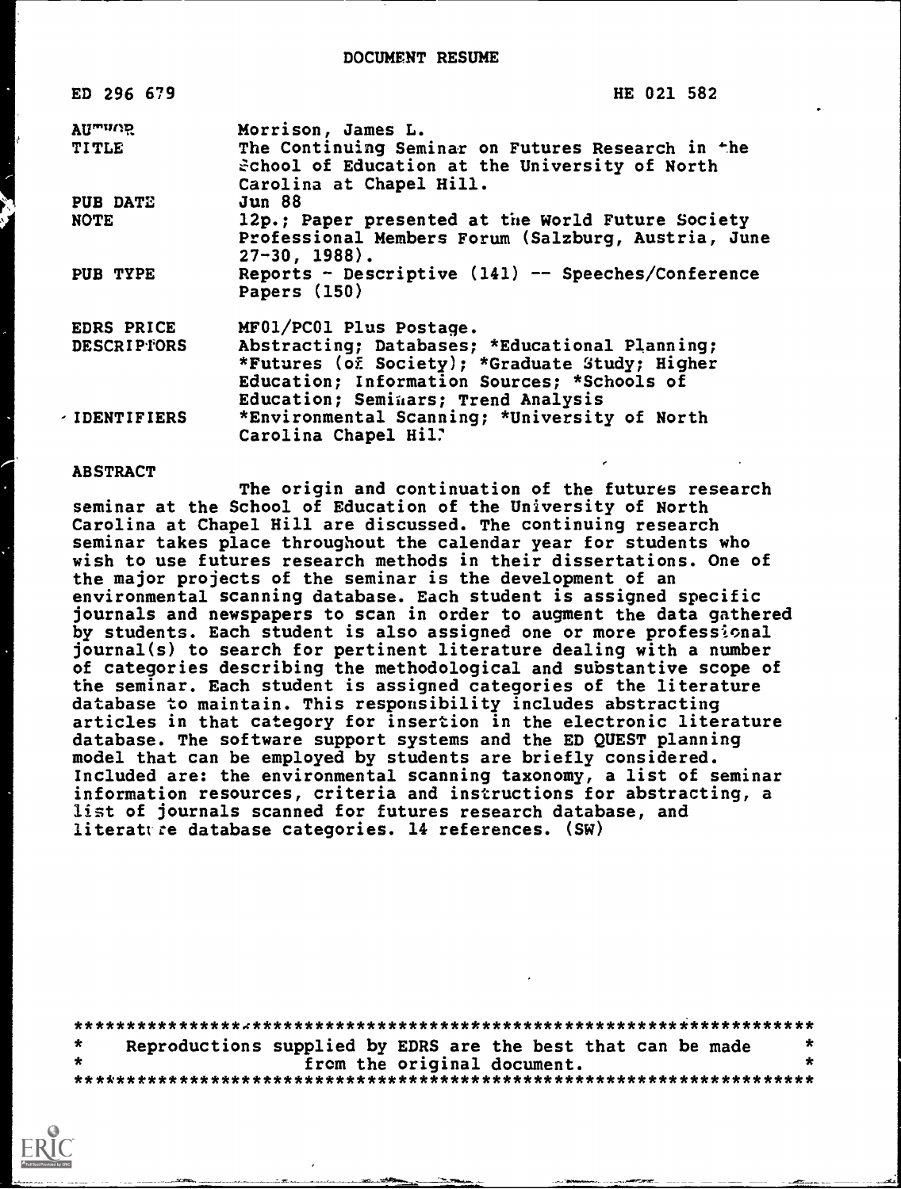DOCUMENT RESUME

| | |
|---|---|
| ED 296 679 | HE 021 582 |
| AUTHOR | Morrison, James L. |
| TITLE | The Continuing Seminar on Futures Research in the School of Education at the University of North Carolina at Chapel Hill. |
| PUB DATE | Jun 88 |
| NOTE | 12p.; Paper presented at the World Future Society Professional Members Forum (Salzburg, Austria, June 27-30, 1988). |
| PUB TYPE | Reports - Descriptive (141) -- Speeches/Conference Papers (150) |
| EDRS PRICE | MF01/PC01 Plus Postage. |
| DESCRIPTORS | Abstracting; Databases; *Educational Planning; *Futures (of Society); *Graduate Study; Higher Education; Information Sources; *Schools of Education; Seminars; Trend Analysis |
| IDENTIFIERS | *Environmental Scanning; *University of North Carolina Chapel Hill |

ABSTRACT

The origin and continuation of the futures research seminar at the School of Education of the University of North Carolina at Chapel Hill are discussed. The continuing research seminar takes place throughout the calendar year for students who wish to use futures research methods in their dissertations. One of the major projects of the seminar is the development of an environmental scanning database. Each student is assigned specific journals and newspapers to scan in order to augment the data gathered by students. Each student is also assigned one or more professional journal(s) to search for pertinent literature dealing with a number of categories describing the methodological and substantive scope of the seminar. Each student is assigned categories of the literature database to maintain. This responsibility includes abstracting articles in that category for insertion in the electronic literature database. The software support systems and the ED QUEST planning model that can be employed by students are briefly considered. Included are: the environmental scanning taxonomy, a list of seminar information resources, criteria and instructions for abstracting, a list of journals scanned for futures research database, and literature database categories. 14 references. (SW)

***********************************************************************
* Reproductions supplied by EDRS are the best that can be made *
* from the original document. *
***********************************************************************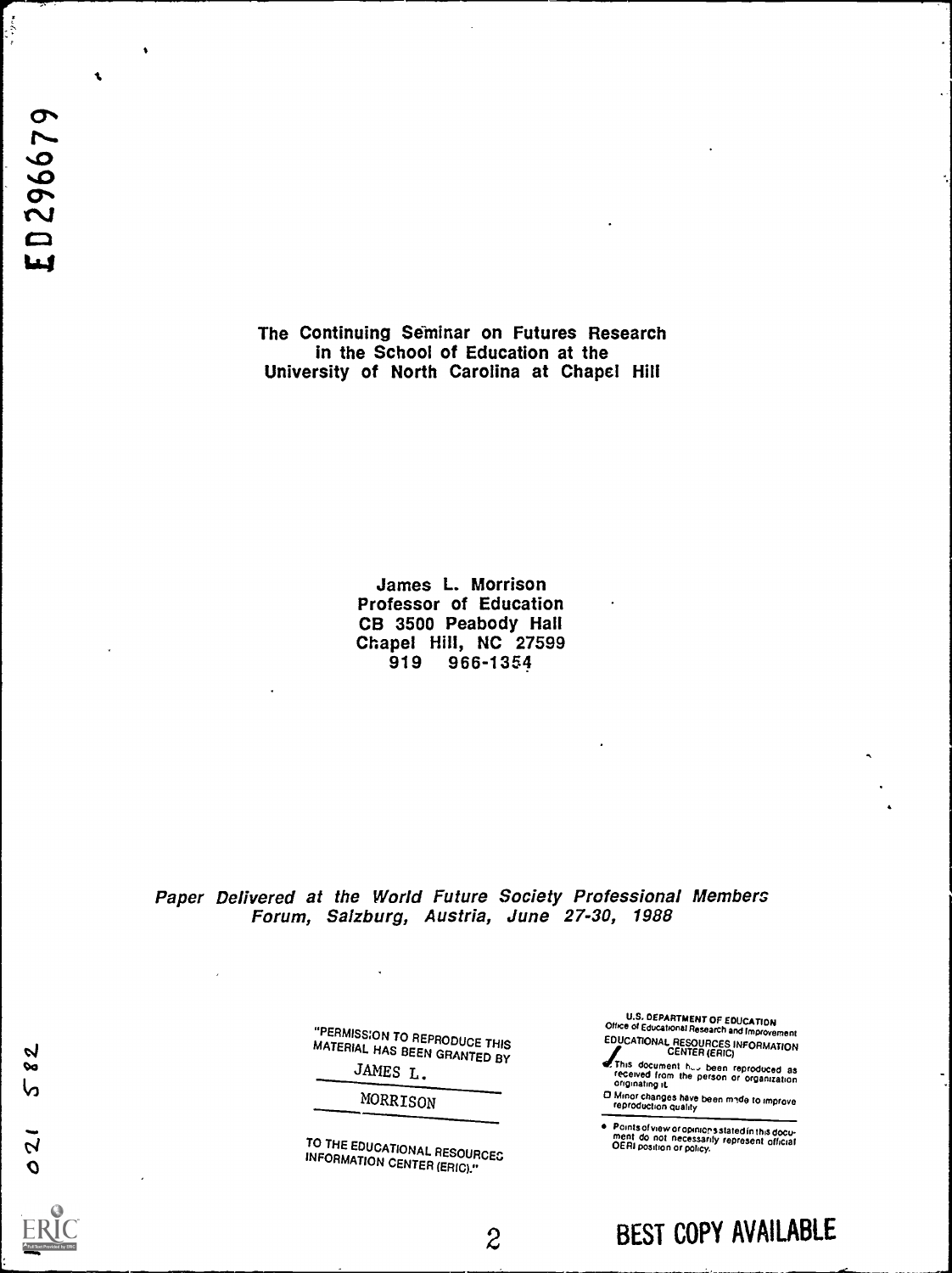ED296679

# The Continuing Seminar on Futures Research in the School of Education at the University of North Carolina at Chapel Hill

James L. Morrison
Professor of Education
CB 3500 Peabody Hall
Chapel Hill, NC 27599
919 966-1354

*Paper Delivered at the World Future Society Professional Members Forum, Salzburg, Austria, June 27-30, 1988*

"PERMISSION TO REPRODUCE THIS MATERIAL HAS BEEN GRANTED BY

JAMES L.

MORRISON

TO THE EDUCATIONAL RESOURCES INFORMATION CENTER (ERIC)."

U.S. DEPARTMENT OF EDUCATION
Office of Educational Research and Improvement
EDUCATIONAL RESOURCES INFORMATION CENTER (ERIC)

- This document has been reproduced as received from the person or organization originating it.
- Minor changes have been made to improve reproduction quality
- Points of view or opinions stated in this document do not necessarily represent official OERI position or policy.

021 582

BEST COPY AVAILABLE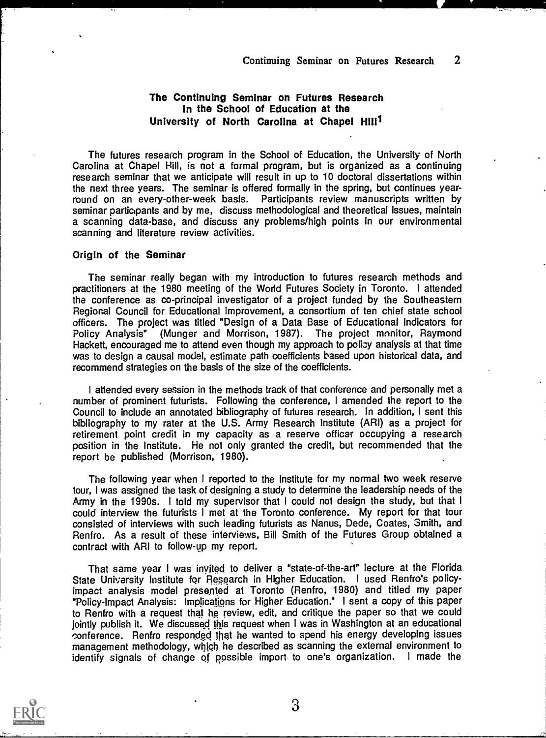# The Continuing Seminar on Futures Research in the School of Education at the University of North Carolina at Chapel Hill[1]

The futures research program in the School of Education, the University of North Carolina at Chapel Hill, is not a formal program, but is organized as a continuing research seminar that we anticipate will result in up to 10 doctoral dissertations within the next three years. The seminar is offered formally in the spring, but continues year-round on an every-other-week basis. Participants review manuscripts written by seminar participants and by me, discuss methodological and theoretical issues, maintain a scanning data-base, and discuss any problems/high points in our environmental scanning and literature review activities.

## Origin of the Seminar

The seminar really began with my introduction to futures research methods and practitioners at the 1980 meeting of the World Futures Society in Toronto. I attended the conference as co-principal investigator of a project funded by the Southeastern Regional Council for Educational Improvement, a consortium of ten chief state school officers. The project was titled "Design of a Data Base of Educational Indicators for Policy Analysis" (Munger and Morrison, 1987). The project monitor, Raymond Hackett, encouraged me to attend even though my approach to policy analysis at that time was to design a causal model, estimate path coefficients based upon historical data, and recommend strategies on the basis of the size of the coefficients.

I attended every session in the methods track of that conference and personally met a number of prominent futurists. Following the conference, I amended the report to the Council to include an annotated bibliography of futures research. In addition, I sent this bibliography to my rater at the U.S. Army Research Institute (ARI) as a project for retirement point credit in my capacity as a reserve officer occupying a research position in the Institute. He not only granted the credit, but recommended that the report be published (Morrison, 1980).

The following year when I reported to the Institute for my normal two week reserve tour, I was assigned the task of designing a study to determine the leadership needs of the Army in the 1990s. I told my supervisor that I could not design the study, but that I could interview the futurists I met at the Toronto conference. My report for that tour consisted of interviews with such leading futurists as Nanus, Dede, Coates, Smith, and Renfro. As a result of these interviews, Bill Smith of the Futures Group obtained a contract with ARI to follow-up my report.

That same year I was invited to deliver a "state-of-the-art" lecture at the Florida State University Institute for Research in Higher Education. I used Renfro's policy-impact analysis model presented at Toronto (Renfro, 1980) and titled my paper "Policy-Impact Analysis: Implications for Higher Education." I sent a copy of this paper to Renfro with a request that he review, edit, and critique the paper so that we could jointly publish it. We discussed this request when I was in Washington at an educational conference. Renfro responded that he wanted to spend his energy developing issues management methodology, which he described as scanning the external environment to identify signals of change of possible import to one's organization. I made the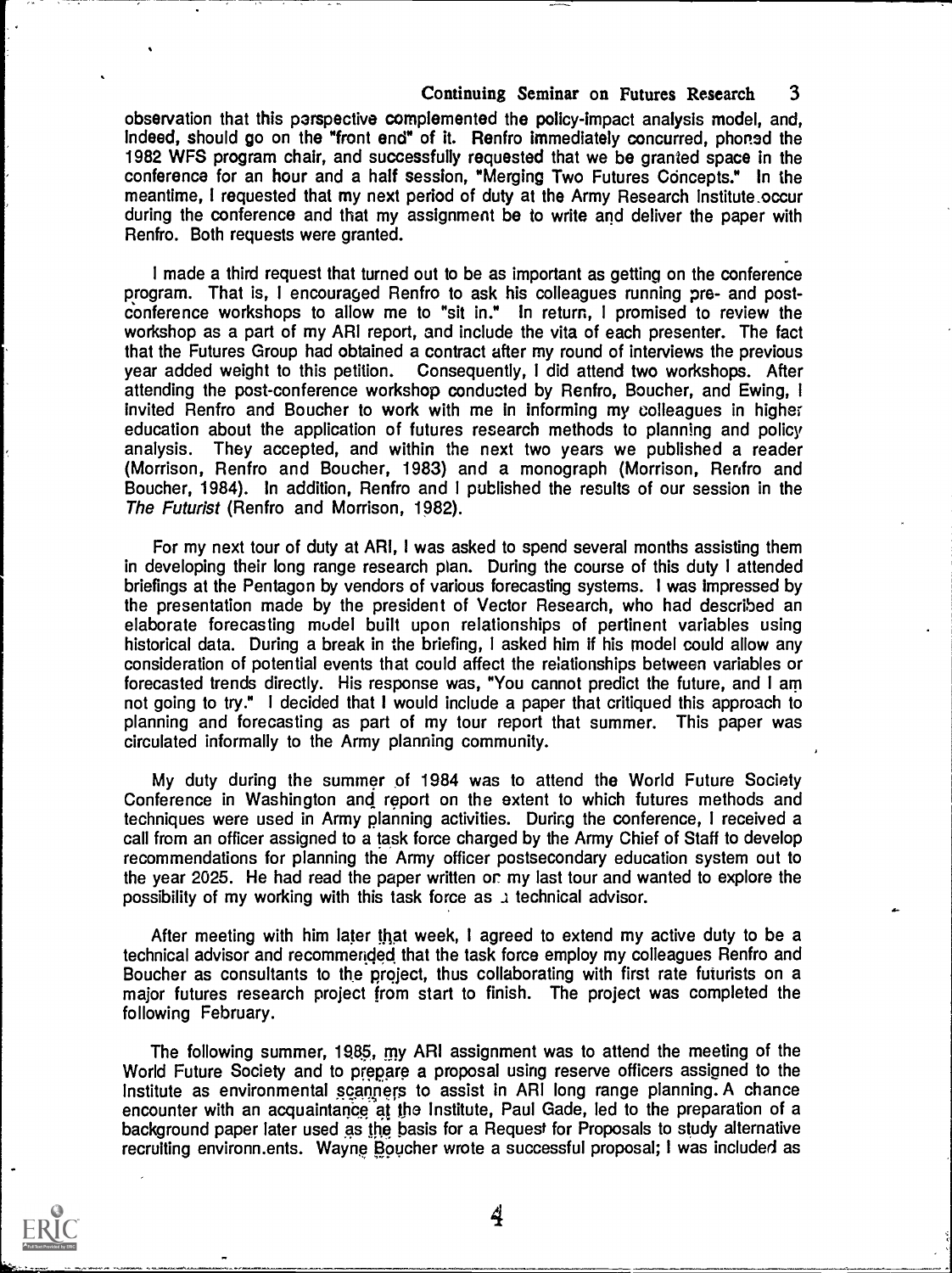observation that this perspective complemented the policy-impact analysis model, and, indeed, should go on the "front end" of it. Renfro immediately concurred, phoned the 1982 WFS program chair, and successfully requested that we be granted space in the conference for an hour and a half session, "Merging Two Futures Concepts." In the meantime, I requested that my next period of duty at the Army Research Institute occur during the conference and that my assignment be to write and deliver the paper with Renfro. Both requests were granted.

I made a third request that turned out to be as important as getting on the conference program. That is, I encouraged Renfro to ask his colleagues running pre- and post-conference workshops to allow me to "sit in." In return, I promised to review the workshop as a part of my ARI report, and include the vita of each presenter. The fact that the Futures Group had obtained a contract after my round of interviews the previous year added weight to this petition. Consequently, I did attend two workshops. After attending the post-conference workshop conducted by Renfro, Boucher, and Ewing, I invited Renfro and Boucher to work with me in informing my colleagues in higher education about the application of futures research methods to planning and policy analysis. They accepted, and within the next two years we published a reader (Morrison, Renfro and Boucher, 1983) and a monograph (Morrison, Renfro and Boucher, 1984). In addition, Renfro and I published the results of our session in the *The Futurist* (Renfro and Morrison, 1982).

For my next tour of duty at ARI, I was asked to spend several months assisting them in developing their long range research plan. During the course of this duty I attended briefings at the Pentagon by vendors of various forecasting systems. I was impressed by the presentation made by the president of Vector Research, who had described an elaborate forecasting model built upon relationships of pertinent variables using historical data. During a break in the briefing, I asked him if his model could allow any consideration of potential events that could affect the relationships between variables or forecasted trends directly. His response was, "You cannot predict the future, and I am not going to try." I decided that I would include a paper that critiqued this approach to planning and forecasting as part of my tour report that summer. This paper was circulated informally to the Army planning community.

My duty during the summer of 1984 was to attend the World Future Society Conference in Washington and report on the extent to which futures methods and techniques were used in Army planning activities. During the conference, I received a call from an officer assigned to a task force charged by the Army Chief of Staff to develop recommendations for planning the Army officer postsecondary education system out to the year 2025. He had read the paper written on my last tour and wanted to explore the possibility of my working with this task force as a technical advisor.

After meeting with him later that week, I agreed to extend my active duty to be a technical advisor and recommended that the task force employ my colleagues Renfro and Boucher as consultants to the project, thus collaborating with first rate futurists on a major futures research project from start to finish. The project was completed the following February.

The following summer, 1985, my ARI assignment was to attend the meeting of the World Future Society and to prepare a proposal using reserve officers assigned to the Institute as environmental scanners to assist in ARI long range planning. A chance encounter with an acquaintance at the Institute, Paul Gade, led to the preparation of a background paper later used as the basis for a Request for Proposals to study alternative recruiting environments. Wayne Boucher wrote a successful proposal; I was included as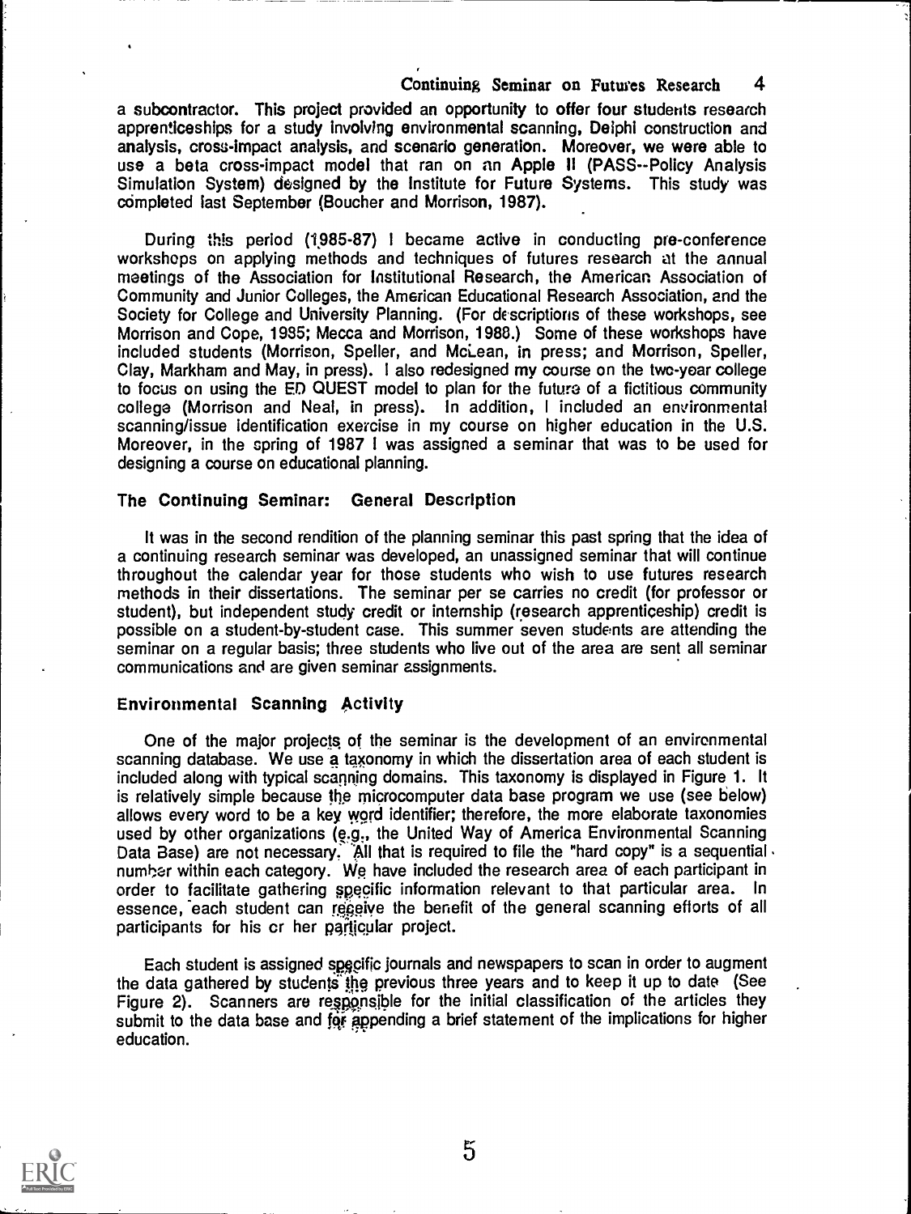a subcontractor. This project provided an opportunity to offer four students research apprenticeships for a study involving environmental scanning, Delphi construction and analysis, cross-impact analysis, and scenario generation. Moreover, we were able to use a beta cross-impact model that ran on an Apple II (PASS--Policy Analysis Simulation System) designed by the Institute for Future Systems. This study was completed last September (Boucher and Morrison, 1987).

During this period (1985-87) I became active in conducting pre-conference workshops on applying methods and techniques of futures research at the annual meetings of the Association for Institutional Research, the American Association of Community and Junior Colleges, the American Educational Research Association, and the Society for College and University Planning. (For descriptions of these workshops, see Morrison and Cope, 1985; Mecca and Morrison, 1988.) Some of these workshops have included students (Morrison, Speller, and McLean, in press; and Morrison, Speller, Clay, Markham and May, in press). I also redesigned my course on the two-year college to focus on using the ED QUEST model to plan for the future of a fictitious community college (Morrison and Neal, in press). In addition, I included an environmental scanning/issue identification exercise in my course on higher education in the U.S. Moreover, in the spring of 1987 I was assigned a seminar that was to be used for designing a course on educational planning.

## The Continuing Seminar: General Description

It was in the second rendition of the planning seminar this past spring that the idea of a continuing research seminar was developed, an unassigned seminar that will continue throughout the calendar year for those students who wish to use futures research methods in their dissertations. The seminar per se carries no credit (for professor or student), but independent study credit or internship (research apprenticeship) credit is possible on a student-by-student case. This summer seven students are attending the seminar on a regular basis; three students who live out of the area are sent all seminar communications and are given seminar assignments.

## Environmental Scanning Activity

One of the major projects of the seminar is the development of an environmental scanning database. We use a taxonomy in which the dissertation area of each student is included along with typical scanning domains. This taxonomy is displayed in Figure 1. It is relatively simple because the microcomputer data base program we use (see below) allows every word to be a key word identifier; therefore, the more elaborate taxonomies used by other organizations (e.g., the United Way of America Environmental Scanning Data Base) are not necessary. All that is required to file the "hard copy" is a sequential number within each category. We have included the research area of each participant in order to facilitate gathering specific information relevant to that particular area. In essence, each student can receive the benefit of the general scanning efforts of all participants for his or her particular project.

Each student is assigned specific journals and newspapers to scan in order to augment the data gathered by students the previous three years and to keep it up to date (See Figure 2). Scanners are responsible for the initial classification of the articles they submit to the data base and for appending a brief statement of the implications for higher education.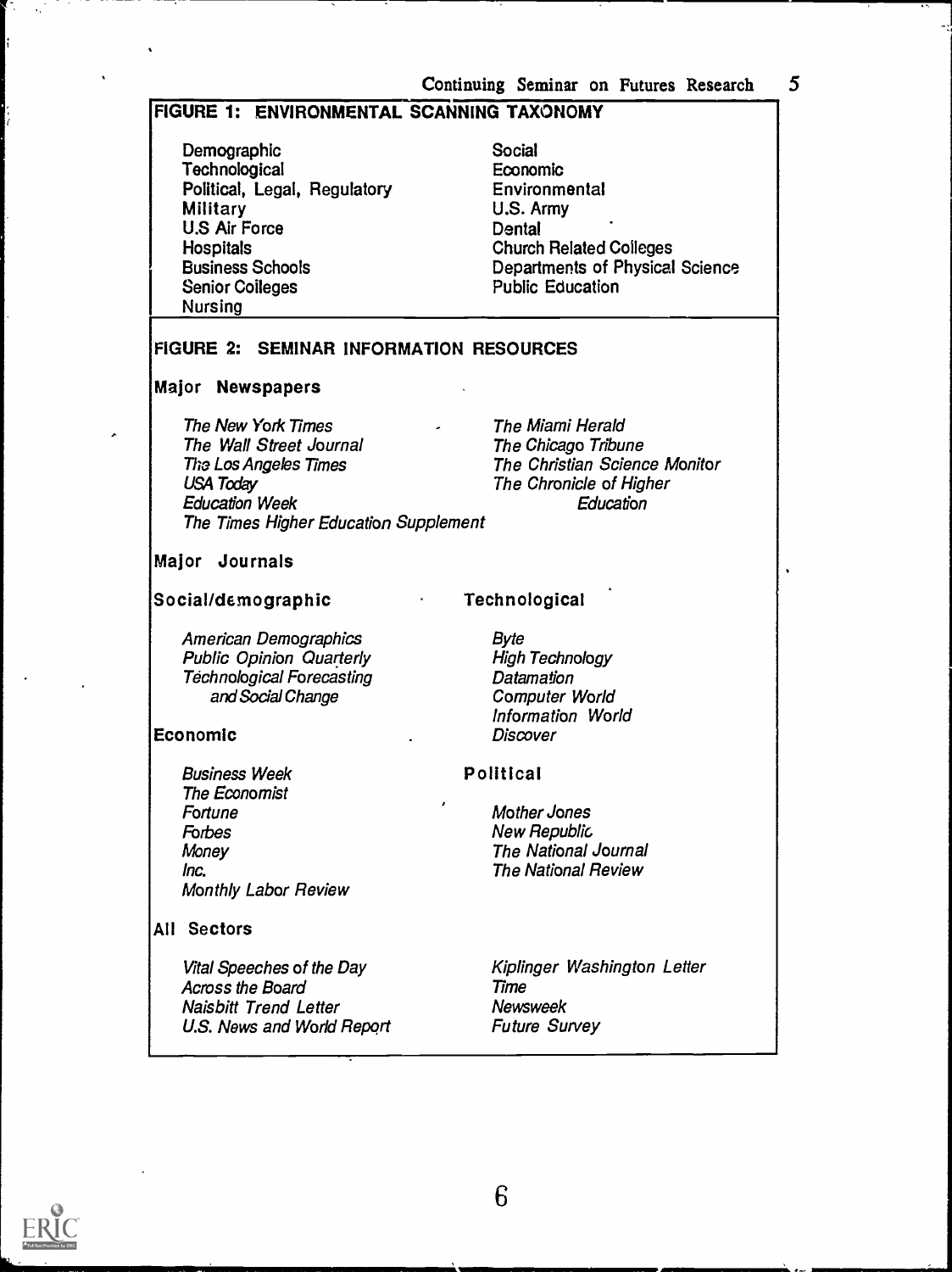## FIGURE 1: ENVIRONMENTAL SCANNING TAXONOMY

Demographic
Social
Technological
Economic
Political, Legal, Regulatory
Environmental
Military
U.S. Army
U.S Air Force
Dental
Hospitals
Church Related Colleges
Business Schools
Departments of Physical Science
Senior Colleges
Public Education
Nursing

## FIGURE 2: SEMINAR INFORMATION RESOURCES

### Major Newspapers

*The New York Times*
*The Miami Herald*
*The Wall Street Journal*
*The Chicago Tribune*
*The Los Angeles Times*
*The Christian Science Monitor*
*USA Today*
*The Chronicle of Higher Education*
*Education Week*
*The Times Higher Education Supplement*

### Major Journals

#### Social/demographic

*American Demographics*
*Public Opinion Quarterly*
*Technological Forecasting and Social Change*

#### Economic

*Business Week*
*The Economist*
*Fortune*
*Forbes*
*Money*
*Inc.*
*Monthly Labor Review*

#### Technological

*Byte*
*High Technology*
*Datamation*
*Computer World*
*Information World*
*Discover*

#### Political

*Mother Jones*
*New Republic*
*The National Journal*
*The National Review*

### All Sectors

*Vital Speeches of the Day*
*Kiplinger Washington Letter*
*Across the Board*
*Time*
*Naisbitt Trend Letter*
*Newsweek*
*U.S. News and World Report*
*Future Survey*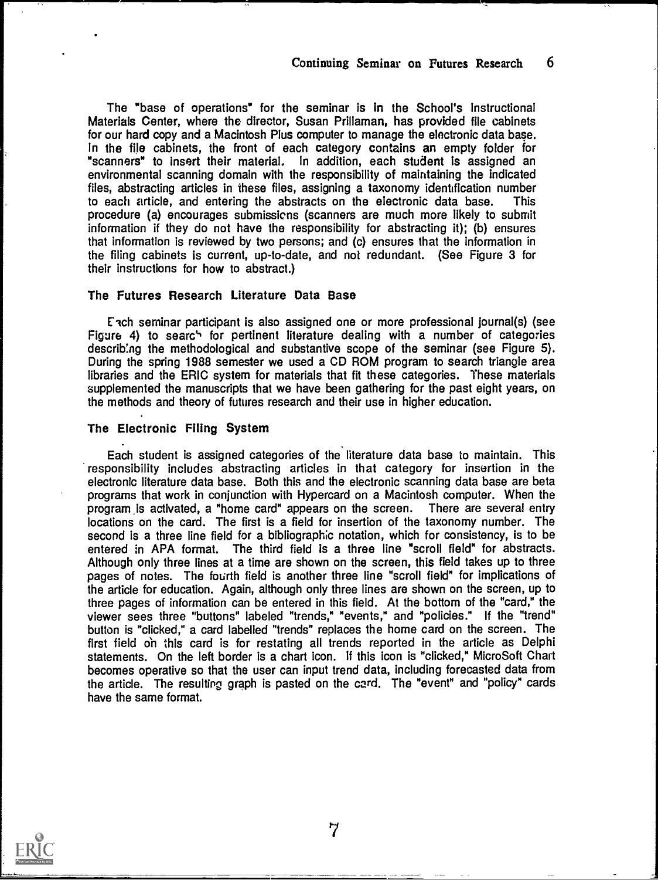The "base of operations" for the seminar is in the School's Instructional Materials Center, where the director, Susan Prillaman, has provided file cabinets for our hard copy and a Macintosh Plus computer to manage the electronic data base. In the file cabinets, the front of each category contains an empty folder for "scanners" to insert their material. In addition, each student is assigned an environmental scanning domain with the responsibility of maintaining the indicated files, abstracting articles in these files, assigning a taxonomy identification number to each article, and entering the abstracts on the electronic data base. This procedure (a) encourages submissions (scanners are much more likely to submit information if they do not have the responsibility for abstracting it); (b) ensures that information is reviewed by two persons; and (c) ensures that the information in the filing cabinets is current, up-to-date, and not redundant. (See Figure 3 for their instructions for how to abstract.)

### The Futures Research Literature Data Base

Each seminar participant is also assigned one or more professional journal(s) (see Figure 4) to search for pertinent literature dealing with a number of categories describing the methodological and substantive scope of the seminar (see Figure 5). During the spring 1988 semester we used a CD ROM program to search triangle area libraries and the ERIC system for materials that fit these categories. These materials supplemented the manuscripts that we have been gathering for the past eight years, on the methods and theory of futures research and their use in higher education.

### The Electronic Filing System

Each student is assigned categories of the literature data base to maintain. This responsibility includes abstracting articles in that category for insertion in the electronic literature data base. Both this and the electronic scanning data base are beta programs that work in conjunction with Hypercard on a Macintosh computer. When the program is activated, a "home card" appears on the screen. There are several entry locations on the card. The first is a field for insertion of the taxonomy number. The second is a three line field for a bibliographic notation, which for consistency, is to be entered in APA format. The third field is a three line "scroll field" for abstracts. Although only three lines at a time are shown on the screen, this field takes up to three pages of notes. The fourth field is another three line "scroll field" for implications of the article for education. Again, although only three lines are shown on the screen, up to three pages of information can be entered in this field. At the bottom of the "card," the viewer sees three "buttons" labeled "trends," "events," and "policies." If the "trend" button is "clicked," a card labelled "trends" replaces the home card on the screen. The first field on this card is for restating all trends reported in the article as Delphi statements. On the left border is a chart icon. If this icon is "clicked," MicroSoft Chart becomes operative so that the user can input trend data, including forecasted data from the article. The resulting graph is pasted on the card. The "event" and "policy" cards have the same format.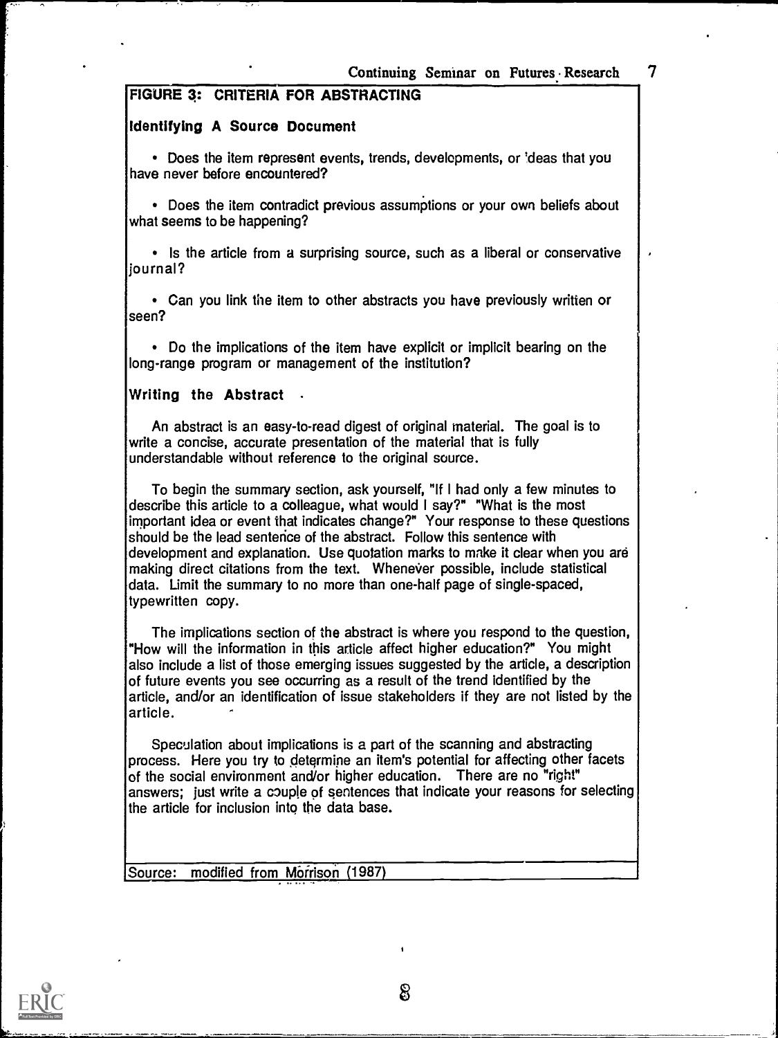## FIGURE 3: CRITERIA FOR ABSTRACTING

### Identifying A Source Document

- Does the item represent events, trends, developments, or ideas that you have never before encountered?

- Does the item contradict previous assumptions or your own beliefs about what seems to be happening?

- Is the article from a surprising source, such as a liberal or conservative journal?

- Can you link the item to other abstracts you have previously written or seen?

- Do the implications of the item have explicit or implicit bearing on the long-range program or management of the institution?

### Writing the Abstract

An abstract is an easy-to-read digest of original material. The goal is to write a concise, accurate presentation of the material that is fully understandable without reference to the original source.

To begin the summary section, ask yourself, "If I had only a few minutes to describe this article to a colleague, what would I say?" "What is the most important idea or event that indicates change?" Your response to these questions should be the lead sentence of the abstract. Follow this sentence with development and explanation. Use quotation marks to make it clear when you are making direct citations from the text. Whenever possible, include statistical data. Limit the summary to no more than one-half page of single-spaced, typewritten copy.

The implications section of the abstract is where you respond to the question, "How will the information in this article affect higher education?" You might also include a list of those emerging issues suggested by the article, a description of future events you see occurring as a result of the trend identified by the article, and/or an identification of issue stakeholders if they are not listed by the article.

Speculation about implications is a part of the scanning and abstracting process. Here you try to determine an item's potential for affecting other facets of the social environment and/or higher education. There are no "right" answers; just write a couple of sentences that indicate your reasons for selecting the article for inclusion into the data base.

Source: modified from Morrison (1987)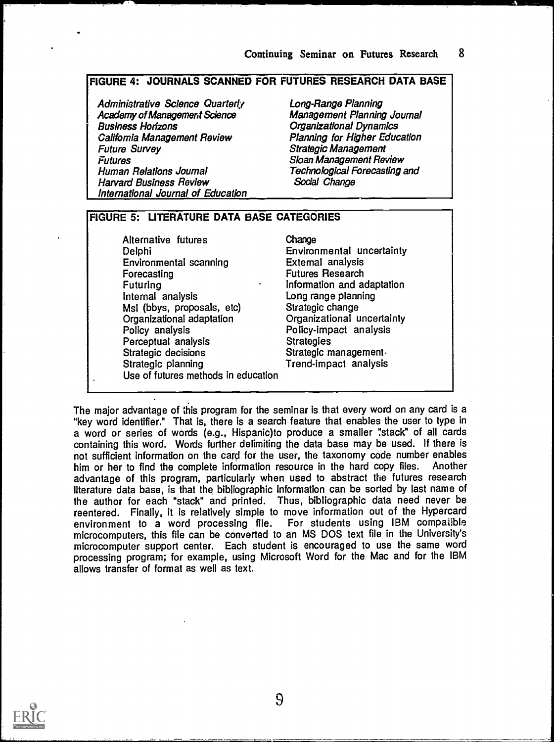**FIGURE 4: JOURNALS SCANNED FOR FUTURES RESEARCH DATA BASE**

| | |
|---|---|
| *Administrative Science Quarterly* | *Long-Range Planning* |
| *Academy of Management Science* | *Management Planning Journal* |
| *Business Horizons* | *Organizational Dynamics* |
| *California Management Review* | *Planning for Higher Education* |
| *Future Survey* | *Strategic Management* |
| *Futures* | *Sloan Management Review* |
| *Human Relations Journal* | *Technological Forecasting and Social Change* |
| *Harvard Business Review* | |
| *International Journal of Education* | |

**FIGURE 5: LITERATURE DATA BASE CATEGORIES**

| | |
|---|---|
| Alternative futures | Change |
| Delphi | Environmental uncertainty |
| Environmental scanning | External analysis |
| Forecasting | Futures Research |
| Futuring | Information and adaptation |
| Internal analysis | Long range planning |
| Msl (bbys, proposals, etc) | Strategic change |
| Organizational adaptation | Organizational uncertainty |
| Policy analysis | Policy-impact analysis |
| Perceptual analysis | Strategies |
| Strategic decisions | Strategic management |
| Strategic planning | Trend-impact analysis |
| Use of futures methods in education | |

The major advantage of this program for the seminar is that every word on any card is a "key word identifier." That is, there is a search feature that enables the user to type in a word or series of words (e.g., Hispanic)to produce a smaller "stack" of all cards containing this word. Words further delimiting the data base may be used. If there is not sufficient information on the card for the user, the taxonomy code number enables him or her to find the complete information resource in the hard copy files. Another advantage of this program, particularly when used to abstract the futures research literature data base, is that the bibliographic information can be sorted by last name of the author for each "stack" and printed. Thus, bibliographic data need never be reentered. Finally, it is relatively simple to move information out of the Hypercard environment to a word processing file. For students using IBM compatible microcomputers, this file can be converted to an MS DOS text file in the University's microcomputer support center. Each student is encouraged to use the same word processing program; for example, using Microsoft Word for the Mac and for the IBM allows transfer of format as well as text.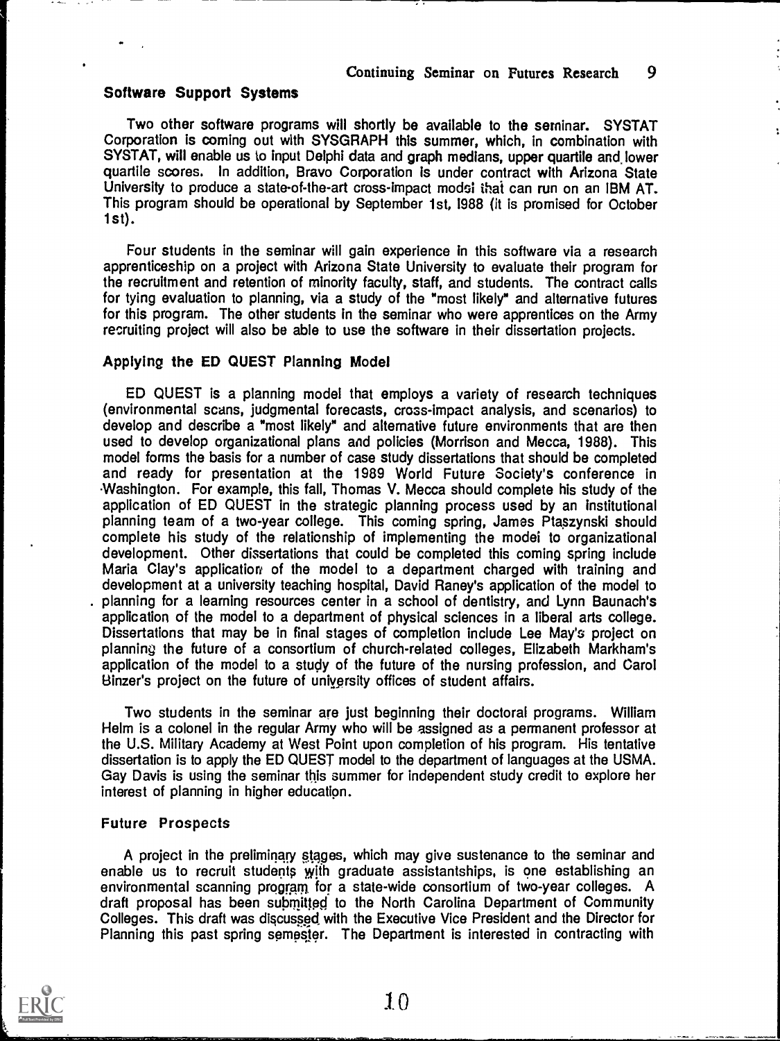### Software Support Systems

Two other software programs will shortly be available to the seminar. SYSTAT Corporation is coming out with SYSGRAPH this summer, which, in combination with SYSTAT, will enable us to input Delphi data and graph medians, upper quartile and lower quartile scores. In addition, Bravo Corporation is under contract with Arizona State University to produce a state-of-the-art cross-impact model that can run on an IBM AT. This program should be operational by September 1st, 1988 (it is promised for October 1st).

Four students in the seminar will gain experience in this software via a research apprenticeship on a project with Arizona State University to evaluate their program for the recruitment and retention of minority faculty, staff, and students. The contract calls for tying evaluation to planning, via a study of the "most likely" and alternative futures for this program. The other students in the seminar who were apprentices on the Army recruiting project will also be able to use the software in their dissertation projects.

### Applying the ED QUEST Planning Model

ED QUEST is a planning model that employs a variety of research techniques (environmental scans, judgmental forecasts, cross-impact analysis, and scenarios) to develop and describe a "most likely" and alternative future environments that are then used to develop organizational plans and policies (Morrison and Mecca, 1988). This model forms the basis for a number of case study dissertations that should be completed and ready for presentation at the 1989 World Future Society's conference in Washington. For example, this fall, Thomas V. Mecca should complete his study of the application of ED QUEST in the strategic planning process used by an institutional planning team of a two-year college. This coming spring, James Ptaszynski should complete his study of the relationship of implementing the model to organizational development. Other dissertations that could be completed this coming spring include Maria Clay's application of the model to a department charged with training and development at a university teaching hospital, David Raney's application of the model to planning for a learning resources center in a school of dentistry, and Lynn Baunach's application of the model to a department of physical sciences in a liberal arts college. Dissertations that may be in final stages of completion include Lee May's project on planning the future of a consortium of church-related colleges, Elizabeth Markham's application of the model to a study of the future of the nursing profession, and Carol Binzer's project on the future of university offices of student affairs.

Two students in the seminar are just beginning their doctoral programs. William Helm is a colonel in the regular Army who will be assigned as a permanent professor at the U.S. Military Academy at West Point upon completion of his program. His tentative dissertation is to apply the ED QUEST model to the department of languages at the USMA. Gay Davis is using the seminar this summer for independent study credit to explore her interest of planning in higher education.

### Future Prospects

A project in the preliminary stages, which may give sustenance to the seminar and enable us to recruit students with graduate assistantships, is one establishing an environmental scanning program for a state-wide consortium of two-year colleges. A draft proposal has been submitted to the North Carolina Department of Community Colleges. This draft was discussed with the Executive Vice President and the Director for Planning this past spring semester. The Department is interested in contracting with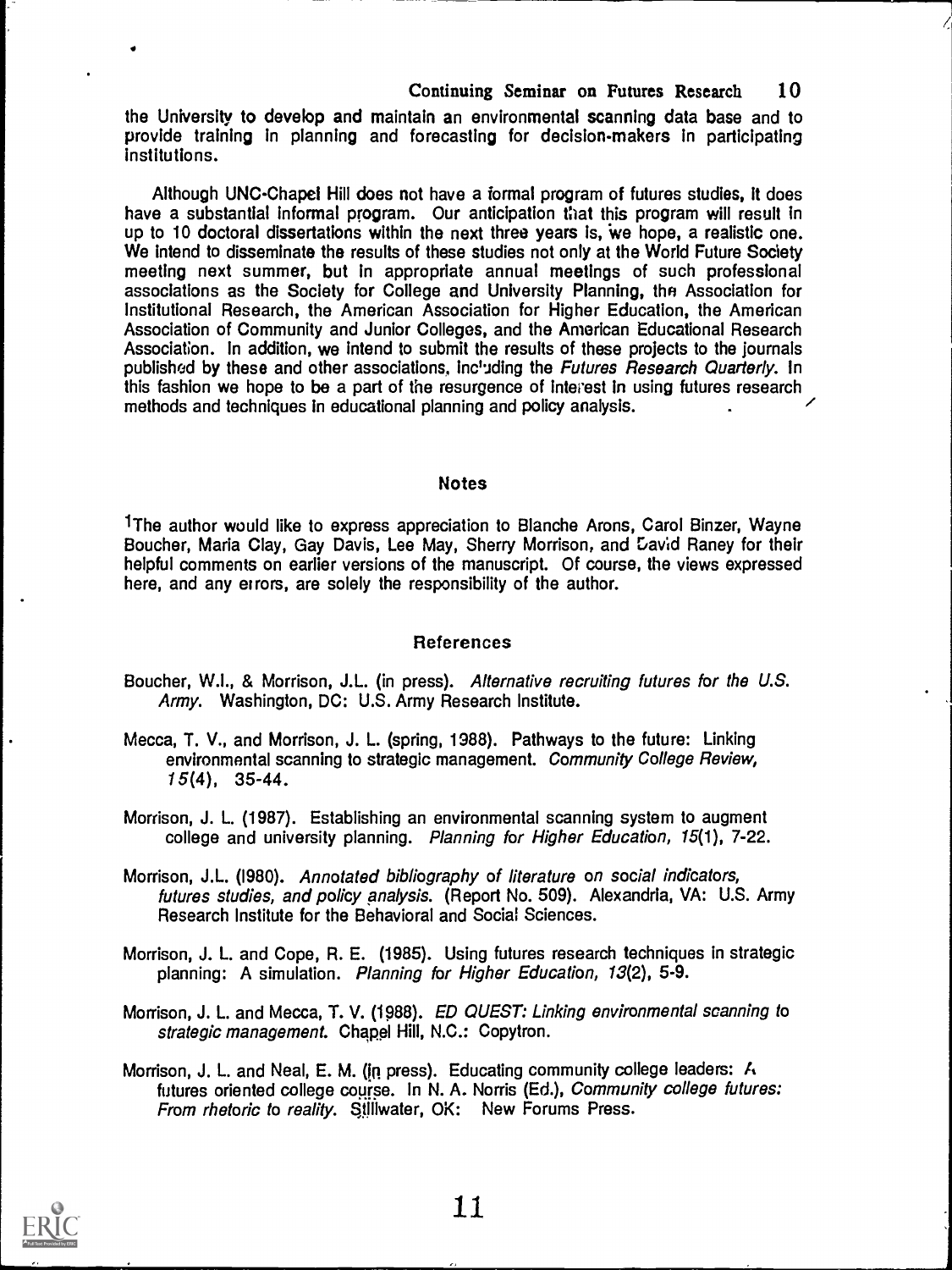the University to develop and maintain an environmental scanning data base and to provide training in planning and forecasting for decision-makers in participating institutions.

Although UNC-Chapel Hill does not have a formal program of futures studies, it does have a substantial informal program. Our anticipation that this program will result in up to 10 doctoral dissertations within the next three years is, we hope, a realistic one. We intend to disseminate the results of these studies not only at the World Future Society meeting next summer, but in appropriate annual meetings of such professional associations as the Society for College and University Planning, the Association for Institutional Research, the American Association for Higher Education, the American Association of Community and Junior Colleges, and the American Educational Research Association. In addition, we intend to submit the results of these projects to the journals published by these and other associations, including the *Futures Research Quarterly*. In this fashion we hope to be a part of the resurgence of interest in using futures research methods and techniques in educational planning and policy analysis.

## Notes

[1]The author would like to express appreciation to Blanche Arons, Carol Binzer, Wayne Boucher, Maria Clay, Gay Davis, Lee May, Sherry Morrison, and David Raney for their helpful comments on earlier versions of the manuscript. Of course, the views expressed here, and any errors, are solely the responsibility of the author.

## References

Boucher, W.I., & Morrison, J.L. (in press). *Alternative recruiting futures for the U.S. Army*. Washington, DC: U.S. Army Research Institute.

Mecca, T. V., and Morrison, J. L. (spring, 1988). Pathways to the future: Linking environmental scanning to strategic management. *Community College Review, 15*(4), 35-44.

Morrison, J. L. (1987). Establishing an environmental scanning system to augment college and university planning. *Planning for Higher Education, 15*(1), 7-22.

Morrison, J.L. (1980). *Annotated bibliography of literature on social indicators, futures studies, and policy analysis*. (Report No. 509). Alexandria, VA: U.S. Army Research Institute for the Behavioral and Social Sciences.

Morrison, J. L. and Cope, R. E. (1985). Using futures research techniques in strategic planning: A simulation. *Planning for Higher Education, 13*(2), 5-9.

Morrison, J. L. and Mecca, T. V. (1988). *ED QUEST: Linking environmental scanning to strategic management.* Chapel Hill, N.C.: Copytron.

Morrison, J. L. and Neal, E. M. (in press). Educating community college leaders: A futures oriented college course. In N. A. Norris (Ed.), *Community college futures: From rhetoric to reality.* Stillwater, OK: New Forums Press.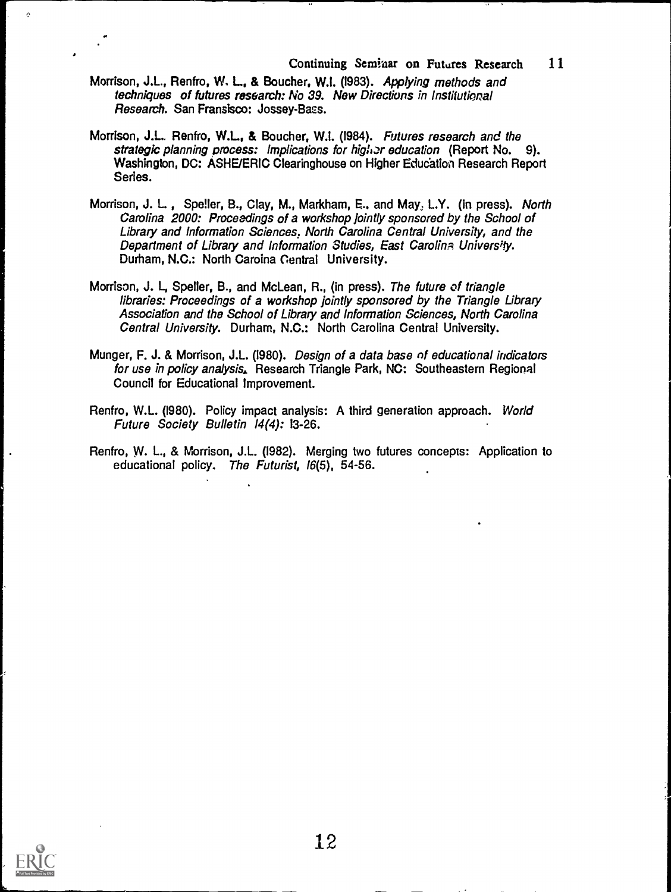Morrison, J.L., Renfro, W. L., & Boucher, W.I. (1983). *Applying methods and techniques of futures research: No 39. New Directions in Institutional Research*. San Fransisco: Jossey-Bass.

Morrison, J.L. Renfro, W.L., & Boucher, W.I. (1984). *Futures research and the strategic planning process: Implications for higher education* (Report No. 9). Washington, DC: ASHE/ERIC Clearinghouse on Higher Education Research Report Series.

Morrison, J. L. , Speller, B., Clay, M., Markham, E., and May, L.Y. (in press). *North Carolina 2000: Proceedings of a workshop jointly sponsored by the School of Library and Information Sciences, North Carolina Central University, and the Department of Library and Information Studies, East Carolina University*. Durham, N.C.: North Caroina Central University.

Morrison, J. L, Speller, B., and McLean, R., (in press). *The future of triangle libraries: Proceedings of a workshop jointly sponsored by the Triangle Library Association and the School of Library and Information Sciences, North Carolina Central University*. Durham, N.C.: North Carolina Central University.

Munger, F. J. & Morrison, J.L. (1980). *Design of a data base of educational indicators for use in policy analysis*. Research Triangle Park, NC: Southeastern Regional Council for Educational Improvement.

Renfro, W.L. (1980). Policy impact analysis: A third generation approach. *World Future Society Bulletin 14(4):* 13-26.

Renfro, W. L., & Morrison, J.L. (1982). Merging two futures concepts: Application to educational policy. *The Futurist, 16*(5), 54-56.